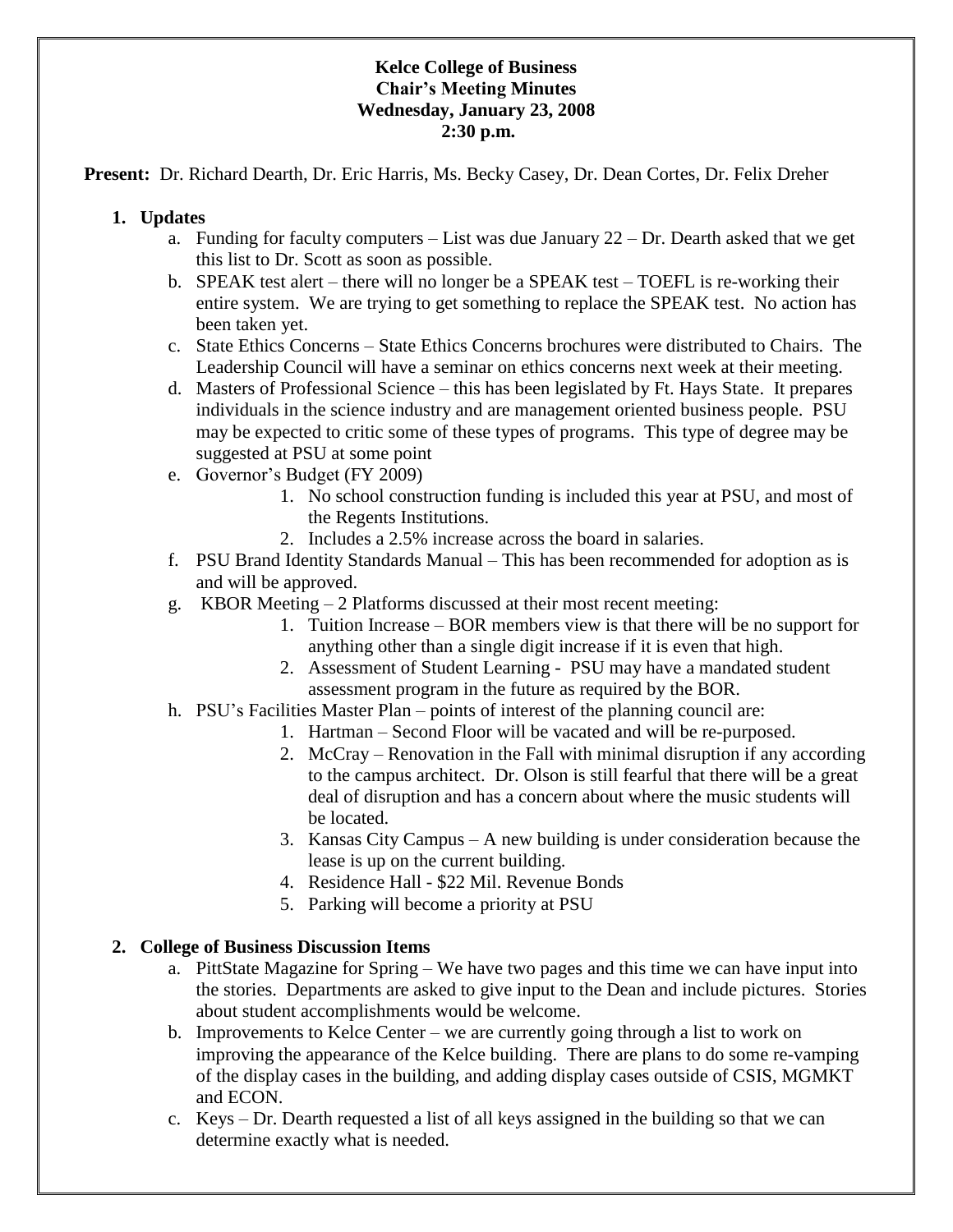**Kelce College of Business**
**Chair's Meeting Minutes**
**Wednesday, January 23, 2008**
**2:30 p.m.**

**Present:** Dr. Richard Dearth, Dr. Eric Harris, Ms. Becky Casey, Dr. Dean Cortes, Dr. Felix Dreher

1. **Updates**
   a. Funding for faculty computers – List was due January 22 – Dr. Dearth asked that we get this list to Dr. Scott as soon as possible.
   b. SPEAK test alert – there will no longer be a SPEAK test – TOEFL is re-working their entire system. We are trying to get something to replace the SPEAK test. No action has been taken yet.
   c. State Ethics Concerns – State Ethics Concerns brochures were distributed to Chairs. The Leadership Council will have a seminar on ethics concerns next week at their meeting.
   d. Masters of Professional Science – this has been legislated by Ft. Hays State. It prepares individuals in the science industry and are management oriented business people. PSU may be expected to critic some of these types of programs. This type of degree may be suggested at PSU at some point
   e. Governor's Budget (FY 2009)
      1. No school construction funding is included this year at PSU, and most of the Regents Institutions.
      2. Includes a 2.5% increase across the board in salaries.
   f. PSU Brand Identity Standards Manual – This has been recommended for adoption as is and will be approved.
   g. KBOR Meeting – 2 Platforms discussed at their most recent meeting:
      1. Tuition Increase – BOR members view is that there will be no support for anything other than a single digit increase if it is even that high.
      2. Assessment of Student Learning - PSU may have a mandated student assessment program in the future as required by the BOR.
   h. PSU's Facilities Master Plan – points of interest of the planning council are:
      1. Hartman – Second Floor will be vacated and will be re-purposed.
      2. McCray – Renovation in the Fall with minimal disruption if any according to the campus architect. Dr. Olson is still fearful that there will be a great deal of disruption and has a concern about where the music students will be located.
      3. Kansas City Campus – A new building is under consideration because the lease is up on the current building.
      4. Residence Hall - $22 Mil. Revenue Bonds
      5. Parking will become a priority at PSU

2. **College of Business Discussion Items**
   a. PittState Magazine for Spring – We have two pages and this time we can have input into the stories. Departments are asked to give input to the Dean and include pictures. Stories about student accomplishments would be welcome.
   b. Improvements to Kelce Center – we are currently going through a list to work on improving the appearance of the Kelce building. There are plans to do some re-vamping of the display cases in the building, and adding display cases outside of CSIS, MGMKT and ECON.
   c. Keys – Dr. Dearth requested a list of all keys assigned in the building so that we can determine exactly what is needed.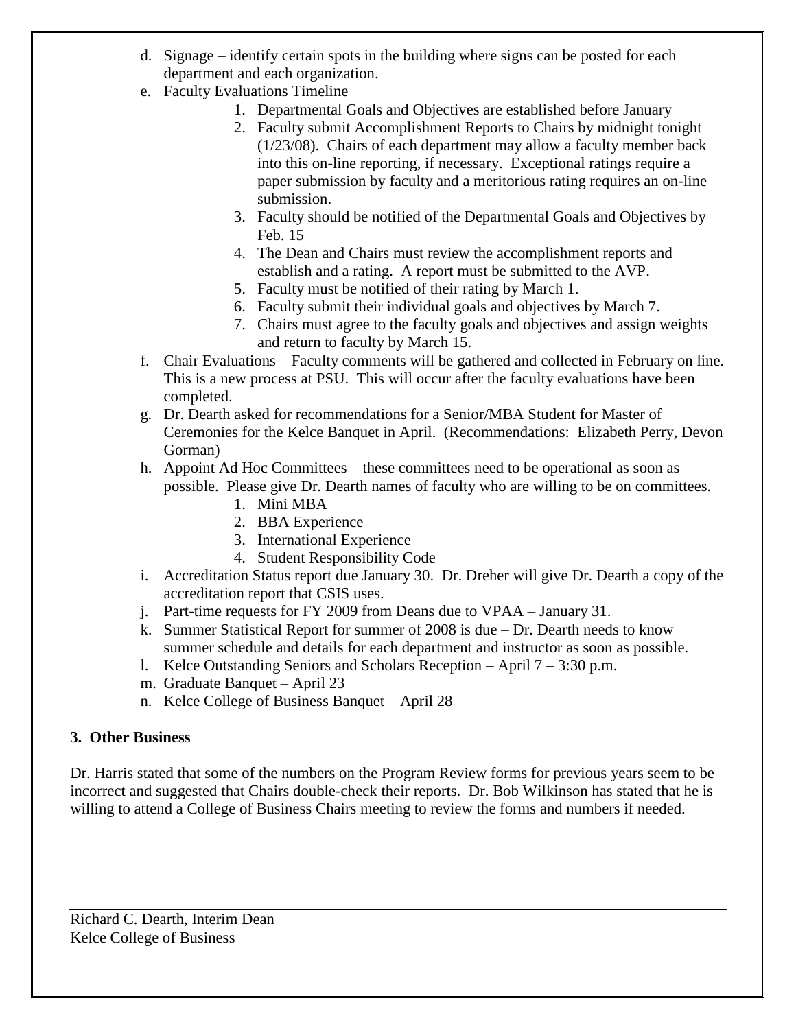d. Signage – identify certain spots in the building where signs can be posted for each department and each organization.

e. Faculty Evaluations Timeline
   1. Departmental Goals and Objectives are established before January
   2. Faculty submit Accomplishment Reports to Chairs by midnight tonight (1/23/08). Chairs of each department may allow a faculty member back into this on-line reporting, if necessary. Exceptional ratings require a paper submission by faculty and a meritorious rating requires an on-line submission.
   3. Faculty should be notified of the Departmental Goals and Objectives by Feb. 15
   4. The Dean and Chairs must review the accomplishment reports and establish and a rating. A report must be submitted to the AVP.
   5. Faculty must be notified of their rating by March 1.
   6. Faculty submit their individual goals and objectives by March 7.
   7. Chairs must agree to the faculty goals and objectives and assign weights and return to faculty by March 15.

f. Chair Evaluations – Faculty comments will be gathered and collected in February on line. This is a new process at PSU. This will occur after the faculty evaluations have been completed.

g. Dr. Dearth asked for recommendations for a Senior/MBA Student for Master of Ceremonies for the Kelce Banquet in April. (Recommendations: Elizabeth Perry, Devon Gorman)

h. Appoint Ad Hoc Committees – these committees need to be operational as soon as possible. Please give Dr. Dearth names of faculty who are willing to be on committees.
   1. Mini MBA
   2. BBA Experience
   3. International Experience
   4. Student Responsibility Code

i. Accreditation Status report due January 30. Dr. Dreher will give Dr. Dearth a copy of the accreditation report that CSIS uses.

j. Part-time requests for FY 2009 from Deans due to VPAA – January 31.

k. Summer Statistical Report for summer of 2008 is due – Dr. Dearth needs to know summer schedule and details for each department and instructor as soon as possible.

l. Kelce Outstanding Seniors and Scholars Reception – April 7 – 3:30 p.m.

m. Graduate Banquet – April 23

n. Kelce College of Business Banquet – April 28

**3. Other Business**

Dr. Harris stated that some of the numbers on the Program Review forms for previous years seem to be incorrect and suggested that Chairs double-check their reports. Dr. Bob Wilkinson has stated that he is willing to attend a College of Business Chairs meeting to review the forms and numbers if needed.

---

Richard C. Dearth, Interim Dean
Kelce College of Business